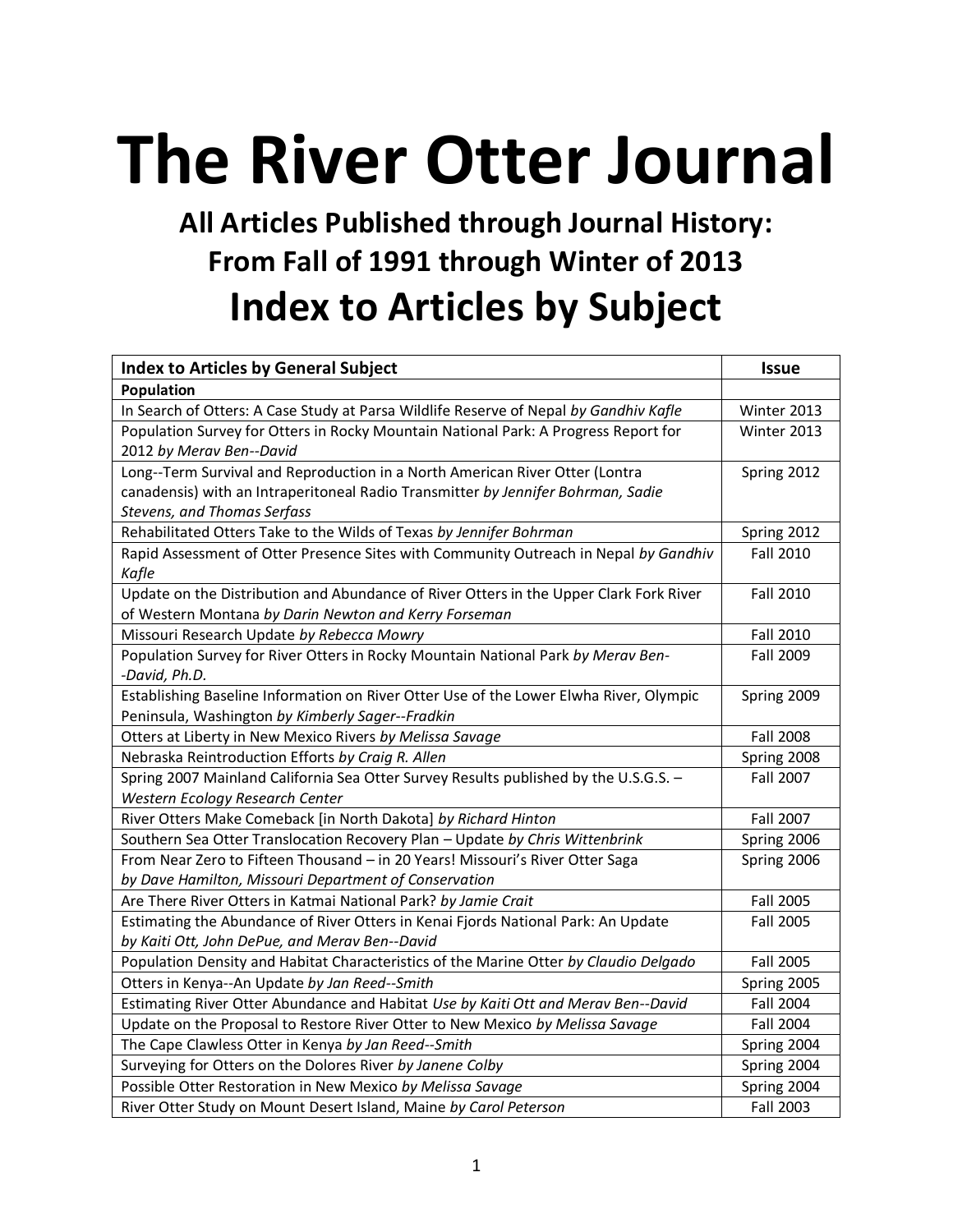# The River Otter Journal

## All Articles Published through Journal History: From Fall of 1991 through Winter of 2013

# Index to Articles by Subject

| Index to Articles by General Subject | Issue |
|---|---|
| **Population** | |
| In Search of Otters: A Case Study at Parsa Wildlife Reserve of Nepal *by Gandhiv Kafle* | Winter 2013 |
| Population Survey for Otters in Rocky Mountain National Park: A Progress Report for 2012 *by Merav Ben--David* | Winter 2013 |
| Long--Term Survival and Reproduction in a North American River Otter (Lontra canadensis) with an Intraperitoneal Radio Transmitter *by Jennifer Bohrman, Sadie Stevens, and Thomas Serfass* | Spring 2012 |
| Rehabilitated Otters Take to the Wilds of Texas *by Jennifer Bohrman* | Spring 2012 |
| Rapid Assessment of Otter Presence Sites with Community Outreach in Nepal *by Gandhiv Kafle* | Fall 2010 |
| Update on the Distribution and Abundance of River Otters in the Upper Clark Fork River of Western Montana *by Darin Newton and Kerry Forseman* | Fall 2010 |
| Missouri Research Update *by Rebecca Mowry* | Fall 2010 |
| Population Survey for River Otters in Rocky Mountain National Park *by Merav Ben--David, Ph.D.* | Fall 2009 |
| Establishing Baseline Information on River Otter Use of the Lower Elwha River, Olympic Peninsula, Washington *by Kimberly Sager--Fradkin* | Spring 2009 |
| Otters at Liberty in New Mexico Rivers *by Melissa Savage* | Fall 2008 |
| Nebraska Reintroduction Efforts *by Craig R. Allen* | Spring 2008 |
| Spring 2007 Mainland California Sea Otter Survey Results published by the U.S.G.S. – *Western Ecology Research Center* | Fall 2007 |
| River Otters Make Comeback [in North Dakota] *by Richard Hinton* | Fall 2007 |
| Southern Sea Otter Translocation Recovery Plan – Update *by Chris Wittenbrink* | Spring 2006 |
| From Near Zero to Fifteen Thousand – in 20 Years! Missouri's River Otter Saga *by Dave Hamilton, Missouri Department of Conservation* | Spring 2006 |
| Are There River Otters in Katmai National Park? *by Jamie Crait* | Fall 2005 |
| Estimating the Abundance of River Otters in Kenai Fjords National Park: An Update *by Kaiti Ott, John DePue, and Merav Ben--David* | Fall 2005 |
| Population Density and Habitat Characteristics of the Marine Otter *by Claudio Delgado* | Fall 2005 |
| Otters in Kenya--An Update *by Jan Reed--Smith* | Spring 2005 |
| Estimating River Otter Abundance and Habitat *Use by Kaiti Ott and Merav Ben--David* | Fall 2004 |
| Update on the Proposal to Restore River Otter to New Mexico *by Melissa Savage* | Fall 2004 |
| The Cape Clawless Otter in Kenya *by Jan Reed--Smith* | Spring 2004 |
| Surveying for Otters on the Dolores River *by Janene Colby* | Spring 2004 |
| Possible Otter Restoration in New Mexico *by Melissa Savage* | Spring 2004 |
| River Otter Study on Mount Desert Island, Maine *by Carol Peterson* | Fall 2003 |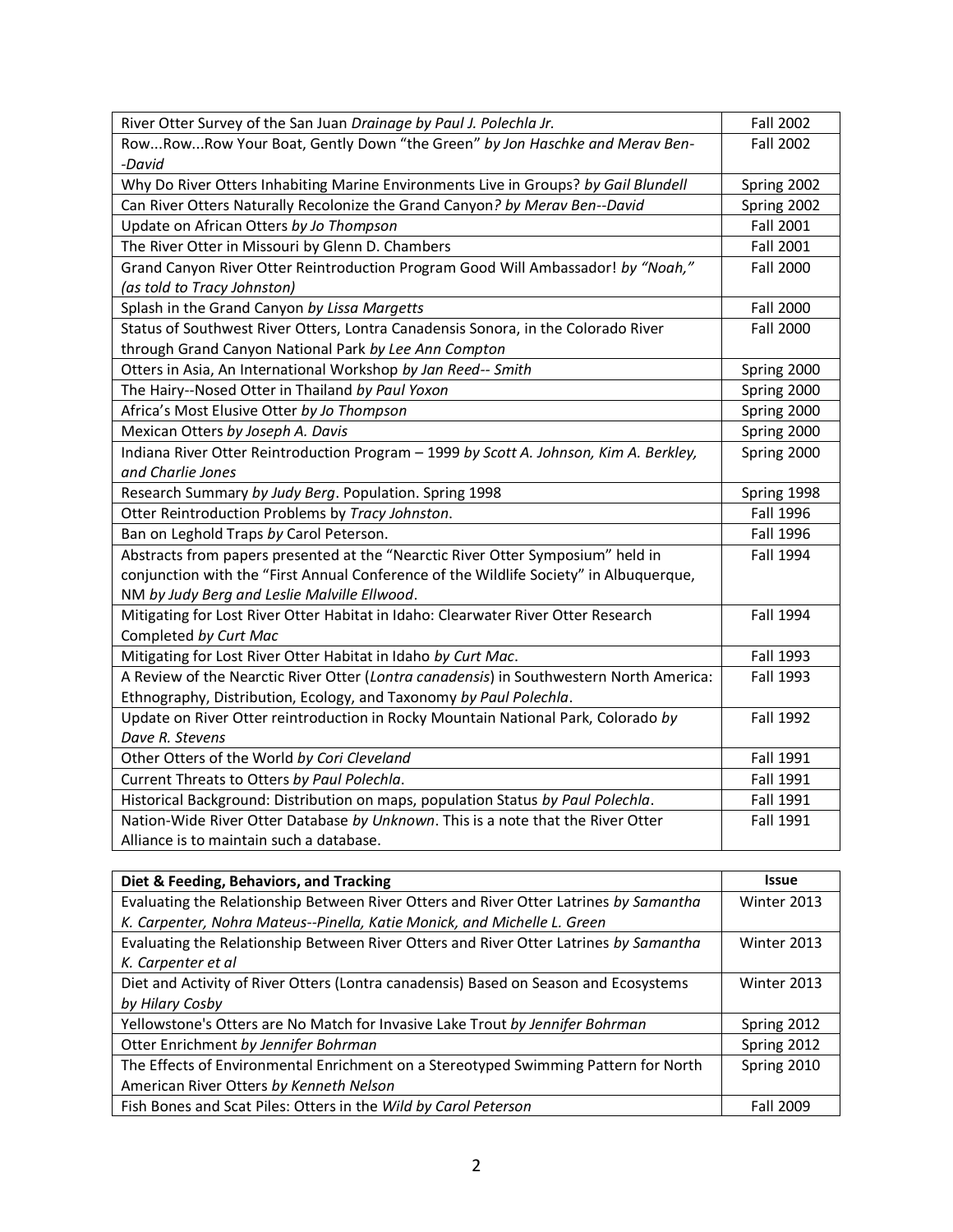| River Otter Survey of the San Juan *Drainage by Paul J. Polechla Jr.* | Fall 2002 |
|---|---|
| Row...Row...Row Your Boat, Gently Down "the Green" *by Jon Haschke and Merav Ben--David* | Fall 2002 |
| Why Do River Otters Inhabiting Marine Environments Live in Groups? *by Gail Blundell* | Spring 2002 |
| Can River Otters Naturally Recolonize the Grand Canyon*? by Merav Ben--David* | Spring 2002 |
| Update on African Otters *by Jo Thompson* | Fall 2001 |
| The River Otter in Missouri by Glenn D. Chambers | Fall 2001 |
| Grand Canyon River Otter Reintroduction Program Good Will Ambassador! *by "Noah," (as told to Tracy Johnston)* | Fall 2000 |
| Splash in the Grand Canyon *by Lissa Margetts* | Fall 2000 |
| Status of Southwest River Otters, Lontra Canadensis Sonora, in the Colorado River through Grand Canyon National Park *by Lee Ann Compton* | Fall 2000 |
| Otters in Asia, An International Workshop *by Jan Reed-- Smith* | Spring 2000 |
| The Hairy--Nosed Otter in Thailand *by Paul Yoxon* | Spring 2000 |
| Africa's Most Elusive Otter *by Jo Thompson* | Spring 2000 |
| Mexican Otters *by Joseph A. Davis* | Spring 2000 |
| Indiana River Otter Reintroduction Program – 1999 *by Scott A. Johnson, Kim A. Berkley, and Charlie Jones* | Spring 2000 |
| Research Summary *by Judy Berg*. Population. Spring 1998 | Spring 1998 |
| Otter Reintroduction Problems by *Tracy Johnston*. | Fall 1996 |
| Ban on Leghold Traps *by* Carol Peterson. | Fall 1996 |
| Abstracts from papers presented at the "Nearctic River Otter Symposium" held in conjunction with the "First Annual Conference of the Wildlife Society" in Albuquerque, NM *by Judy Berg and Leslie Malville Ellwood*. | Fall 1994 |
| Mitigating for Lost River Otter Habitat in Idaho: Clearwater River Otter Research Completed *by Curt Mac* | Fall 1994 |
| Mitigating for Lost River Otter Habitat in Idaho *by Curt Mac*. | Fall 1993 |
| A Review of the Nearctic River Otter (*Lontra canadensis*) in Southwestern North America: Ethnography, Distribution, Ecology, and Taxonomy *by Paul Polechla*. | Fall 1993 |
| Update on River Otter reintroduction in Rocky Mountain National Park, Colorado *by Dave R. Stevens* | Fall 1992 |
| Other Otters of the World *by Cori Cleveland* | Fall 1991 |
| Current Threats to Otters *by Paul Polechla*. | Fall 1991 |
| Historical Background: Distribution on maps, population Status *by Paul Polechla*. | Fall 1991 |
| Nation-Wide River Otter Database *by Unknown*. This is a note that the River Otter Alliance is to maintain such a database. | Fall 1991 |

| **Diet & Feeding, Behaviors, and Tracking** | **Issue** |
|---|---|
| Evaluating the Relationship Between River Otters and River Otter Latrines *by Samantha K. Carpenter, Nohra Mateus--Pinella, Katie Monick, and Michelle L. Green* | Winter 2013 |
| Evaluating the Relationship Between River Otters and River Otter Latrines *by Samantha K. Carpenter et al* | Winter 2013 |
| Diet and Activity of River Otters (Lontra canadensis) Based on Season and Ecosystems *by Hilary Cosby* | Winter 2013 |
| Yellowstone's Otters are No Match for Invasive Lake Trout *by Jennifer Bohrman* | Spring 2012 |
| Otter Enrichment *by Jennifer Bohrman* | Spring 2012 |
| The Effects of Environmental Enrichment on a Stereotyped Swimming Pattern for North American River Otters *by Kenneth Nelson* | Spring 2010 |
| Fish Bones and Scat Piles: Otters in the *Wild by Carol Peterson* | Fall 2009 |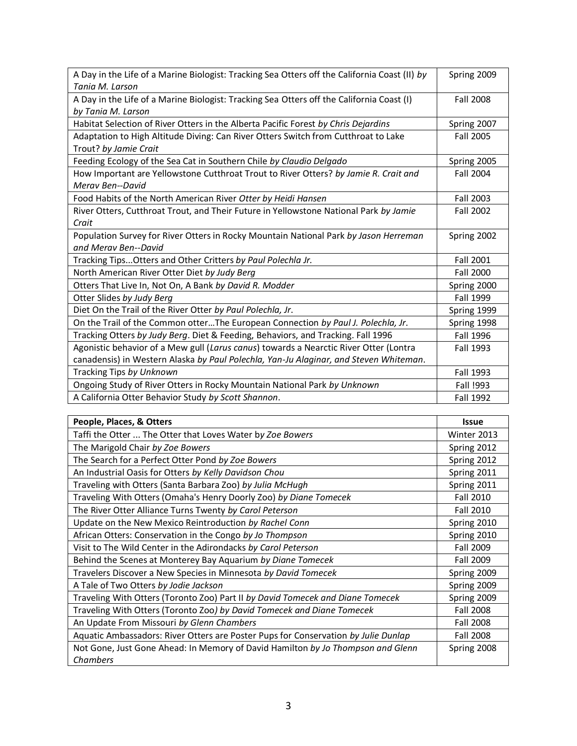| | |
|---|---|
| A Day in the Life of a Marine Biologist: Tracking Sea Otters off the California Coast (II) *by Tania M. Larson* | Spring 2009 |
| A Day in the Life of a Marine Biologist: Tracking Sea Otters off the California Coast (I) *by Tania M. Larson* | Fall 2008 |
| Habitat Selection of River Otters in the Alberta Pacific Forest *by Chris Dejardins* | Spring 2007 |
| Adaptation to High Altitude Diving: Can River Otters Switch from Cutthroat to Lake Trout? *by Jamie Crait* | Fall 2005 |
| Feeding Ecology of the Sea Cat in Southern Chile *by Claudio Delgado* | Spring 2005 |
| How Important are Yellowstone Cutthroat Trout to River Otters? *by Jamie R. Crait and Merav Ben--David* | Fall 2004 |
| Food Habits of the North American River *Otter by Heidi Hansen* | Fall 2003 |
| River Otters, Cutthroat Trout, and Their Future in Yellowstone National Park *by Jamie Crait* | Fall 2002 |
| Population Survey for River Otters in Rocky Mountain National Park *by Jason Herreman and Merav Ben--David* | Spring 2002 |
| Tracking Tips...Otters and Other Critters *by Paul Polechla Jr.* | Fall 2001 |
| North American River Otter Diet *by Judy Berg* | Fall 2000 |
| Otters That Live In, Not On, A Bank *by David R. Modder* | Spring 2000 |
| Otter Slides *by Judy Berg* | Fall 1999 |
| Diet On the Trail of the River Otter *by Paul Polechla, Jr.* | Spring 1999 |
| On the Trail of the Common otter…The European Connection *by Paul J. Polechla, Jr.* | Spring 1998 |
| Tracking Otters *by Judy Berg*. Diet & Feeding, Behaviors, and Tracking. Fall 1996 | Fall 1996 |
| Agonistic behavior of a Mew gull (*Larus canus*) towards a Nearctic River Otter (Lontra canadensis) in Western Alaska *by Paul Polechla, Yan-Ju Alaginar, and Steven Whiteman*. | Fall 1993 |
| Tracking Tips *by Unknown* | Fall 1993 |
| Ongoing Study of River Otters in Rocky Mountain National Park *by Unknown* | Fall !993 |
| A California Otter Behavior Study *by Scott Shannon*. | Fall 1992 |

| **People, Places, & Otters** | **Issue** |
|---|---|
| Taffi the Otter ... The Otter that Loves Water b*y Zoe Bowers* | Winter 2013 |
| The Marigold Chair *by Zoe Bowers* | Spring 2012 |
| The Search for a Perfect Otter Pond *by Zoe Bowers* | Spring 2012 |
| An Industrial Oasis for Otters *by Kelly Davidson Chou* | Spring 2011 |
| Traveling with Otters (Santa Barbara Zoo) *by Julia McHugh* | Spring 2011 |
| Traveling With Otters (Omaha's Henry Doorly Zoo) *by Diane Tomecek* | Fall 2010 |
| The River Otter Alliance Turns Twenty *by Carol Peterson* | Fall 2010 |
| Update on the New Mexico Reintroduction *by Rachel Conn* | Spring 2010 |
| African Otters: Conservation in the Congo *by Jo Thompson* | Spring 2010 |
| Visit to The Wild Center in the Adirondacks *by Carol Peterson* | Fall 2009 |
| Behind the Scenes at Monterey Bay Aquarium *by Diane Tomecek* | Fall 2009 |
| Travelers Discover a New Species in Minnesota *by David Tomecek* | Spring 2009 |
| A Tale of Two Otters *by Jodie Jackson* | Spring 2009 |
| Traveling With Otters (Toronto Zoo) Part II *by David Tomecek and Diane Tomecek* | Spring 2009 |
| Traveling With Otters (Toronto Zoo*) by David Tomecek and Diane Tomecek* | Fall 2008 |
| An Update From Missouri *by Glenn Chambers* | Fall 2008 |
| Aquatic Ambassadors: River Otters are Poster Pups for Conservation *by Julie Dunlap* | Fall 2008 |
| Not Gone, Just Gone Ahead: In Memory of David Hamilton *by Jo Thompson and Glenn Chambers* | Spring 2008 |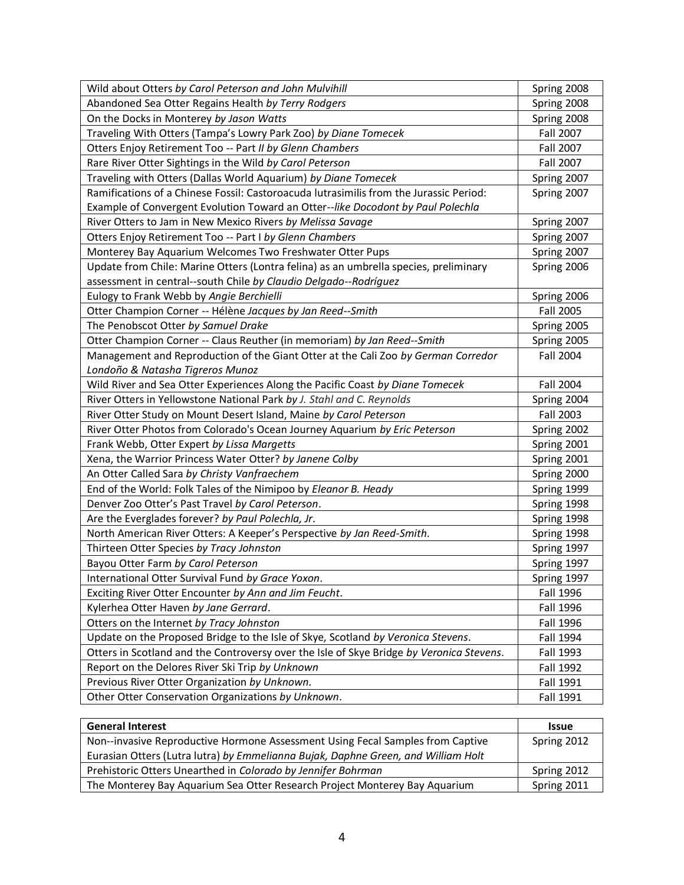| | |
|---|---|
| Wild about Otters *by Carol Peterson and John Mulvihill* | Spring 2008 |
| Abandoned Sea Otter Regains Health *by Terry Rodgers* | Spring 2008 |
| On the Docks in Monterey *by Jason Watts* | Spring 2008 |
| Traveling With Otters (Tampa's Lowry Park Zoo) *by Diane Tomecek* | Fall 2007 |
| Otters Enjoy Retirement Too -- Part *II by Glenn Chambers* | Fall 2007 |
| Rare River Otter Sightings in the Wild *by Carol Peterson* | Fall 2007 |
| Traveling with Otters (Dallas World Aquarium) *by Diane Tomecek* | Spring 2007 |
| Ramifications of a Chinese Fossil: Castoroacuda lutrasimilis from the Jurassic Period: Example of Convergent Evolution Toward an Otter-*-like Docodont by Paul Polechla* | Spring 2007 |
| River Otters to Jam in New Mexico Rivers *by Melissa Savage* | Spring 2007 |
| Otters Enjoy Retirement Too -- Part I *by Glenn Chambers* | Spring 2007 |
| Monterey Bay Aquarium Welcomes Two Freshwater Otter Pups | Spring 2007 |
| Update from Chile: Marine Otters (Lontra felina) as an umbrella species, preliminary assessment in central--south Chile *by Claudio Delgado--Rodríguez* | Spring 2006 |
| Eulogy to Frank Webb *by Angie Berchielli* | Spring 2006 |
| Otter Champion Corner -- Hélène *Jacques by Jan Reed--Smith* | Fall 2005 |
| The Penobscot Otter *by Samuel Drake* | Spring 2005 |
| Otter Champion Corner -- Claus Reuther (in memoriam) *by Jan Reed--Smith* | Spring 2005 |
| Management and Reproduction of the Giant Otter at the Cali Zoo *by German Corredor Londoño & Natasha Tigreros Munoz* | Fall 2004 |
| Wild River and Sea Otter Experiences Along the Pacific Coast *by Diane Tomecek* | Fall 2004 |
| River Otters in Yellowstone National Park *by J. Stahl and C. Reynolds* | Spring 2004 |
| River Otter Study on Mount Desert Island, Maine *by Carol Peterson* | Fall 2003 |
| River Otter Photos from Colorado's Ocean Journey Aquarium *by Eric Peterson* | Spring 2002 |
| Frank Webb, Otter Expert *by Lissa Margetts* | Spring 2001 |
| Xena, the Warrior Princess Water Otter? *by Janene Colby* | Spring 2001 |
| An Otter Called Sara *by Christy Vanfraechem* | Spring 2000 |
| End of the World: Folk Tales of the Nimipoo by *Eleanor B. Heady* | Spring 1999 |
| Denver Zoo Otter's Past Travel *by Carol Peterson*. | Spring 1998 |
| Are the Everglades forever? *by Paul Polechla, Jr*. | Spring 1998 |
| North American River Otters: A Keeper's Perspective *by Jan Reed-Smith*. | Spring 1998 |
| Thirteen Otter Species *by Tracy Johnston* | Spring 1997 |
| Bayou Otter Farm *by Carol Peterson* | Spring 1997 |
| International Otter Survival Fund *by Grace Yoxon*. | Spring 1997 |
| Exciting River Otter Encounter *by Ann and Jim Feucht*. | Fall 1996 |
| Kylerhea Otter Haven *by Jane Gerrard*. | Fall 1996 |
| Otters on the Internet *by Tracy Johnston* | Fall 1996 |
| Update on the Proposed Bridge to the Isle of Skye, Scotland *by Veronica Stevens*. | Fall 1994 |
| Otters in Scotland and the Controversy over the Isle of Skye Bridge *by Veronica Stevens*. | Fall 1993 |
| Report on the Delores River Ski Trip *by Unknown* | Fall 1992 |
| Previous River Otter Organization *by Unknown*. | Fall 1991 |
| Other Otter Conservation Organizations *by Unknown*. | Fall 1991 |

| **General Interest** | **Issue** |
|---|---|
| Non--invasive Reproductive Hormone Assessment Using Fecal Samples from Captive Eurasian Otters (Lutra lutra) *by Emmelianna Bujak, Daphne Green, and William Holt* | Spring 2012 |
| Prehistoric Otters Unearthed in *Colorado by Jennifer Bohrman* | Spring 2012 |
| The Monterey Bay Aquarium Sea Otter Research Project Monterey Bay Aquarium | Spring 2011 |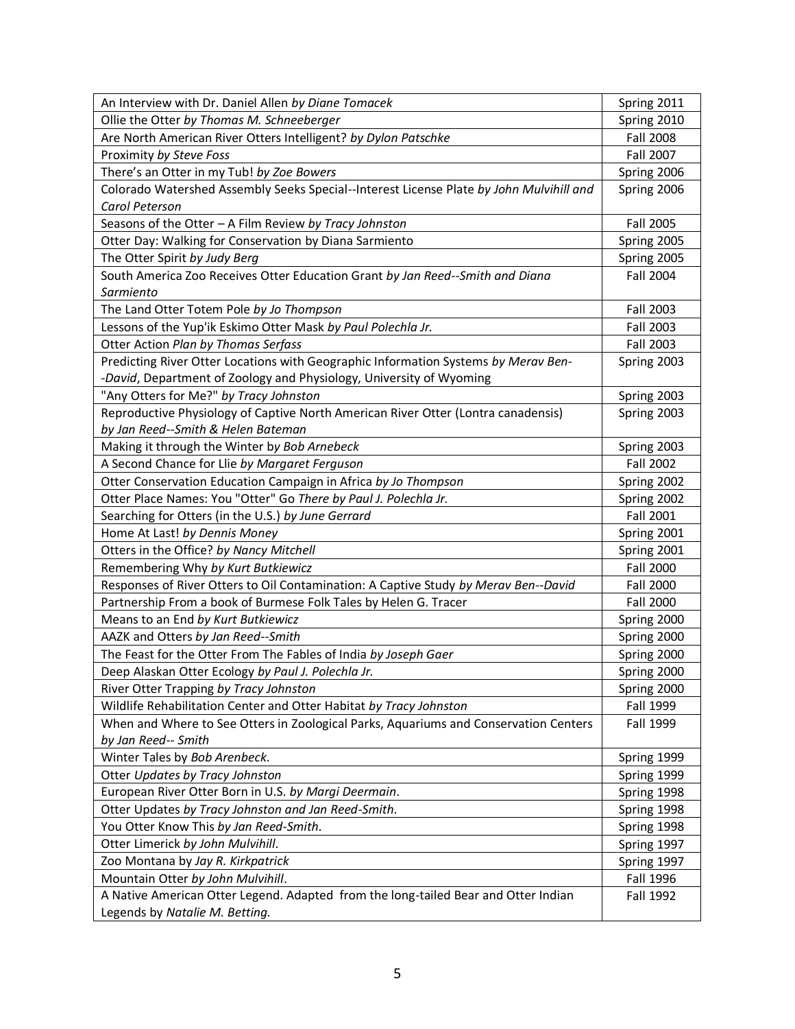| | |
|---|---|
| An Interview with Dr. Daniel Allen *by Diane Tomacek* | Spring 2011 |
| Ollie the Otter *by Thomas M. Schneeberger* | Spring 2010 |
| Are North American River Otters Intelligent? *by Dylon Patschke* | Fall 2008 |
| Proximity *by Steve Foss* | Fall 2007 |
| There's an Otter in my Tub! *by Zoe Bowers* | Spring 2006 |
| Colorado Watershed Assembly Seeks Special--Interest License Plate *by John Mulvihill and Carol Peterson* | Spring 2006 |
| Seasons of the Otter – A Film Review *by Tracy Johnston* | Fall 2005 |
| Otter Day: Walking for Conservation by Diana Sarmiento | Spring 2005 |
| The Otter Spirit *by Judy Berg* | Spring 2005 |
| South America Zoo Receives Otter Education Grant *by Jan Reed--Smith and Diana Sarmiento* | Fall 2004 |
| The Land Otter Totem Pole *by Jo Thompson* | Fall 2003 |
| Lessons of the Yup'ik Eskimo Otter Mask *by Paul Polechla Jr.* | Fall 2003 |
| Otter Action *Plan by Thomas Serfass* | Fall 2003 |
| Predicting River Otter Locations with Geographic Information Systems *by Merav Ben--David*, Department of Zoology and Physiology, University of Wyoming | Spring 2003 |
| "Any Otters for Me?" *by Tracy Johnston* | Spring 2003 |
| Reproductive Physiology of Captive North American River Otter (Lontra canadensis) *by Jan Reed--Smith & Helen Bateman* | Spring 2003 |
| Making it through the Winter b*y Bob Arnebeck* | Spring 2003 |
| A Second Chance for Llie *by Margaret Ferguson* | Fall 2002 |
| Otter Conservation Education Campaign in Africa *by Jo Thompson* | Spring 2002 |
| Otter Place Names: You "Otter" Go There *by Paul J. Polechla Jr.* | Spring 2002 |
| Searching for Otters (in the U.S.) *by June Gerrard* | Fall 2001 |
| Home At Last! *by Dennis Money* | Spring 2001 |
| Otters in the Office? *by Nancy Mitchell* | Spring 2001 |
| Remembering Why *by Kurt Butkiewicz* | Fall 2000 |
| Responses of River Otters to Oil Contamination: A Captive Study *by Merav Ben--David* | Fall 2000 |
| Partnership From a book of Burmese Folk Tales by Helen G. Tracer | Fall 2000 |
| Means to an End *by Kurt Butkiewicz* | Spring 2000 |
| AAZK and Otters *by Jan Reed--Smith* | Spring 2000 |
| The Feast for the Otter From The Fables of India *by Joseph Gaer* | Spring 2000 |
| Deep Alaskan Otter Ecology *by Paul J. Polechla Jr.* | Spring 2000 |
| River Otter Trapping *by Tracy Johnston* | Spring 2000 |
| Wildlife Rehabilitation Center and Otter Habitat *by Tracy Johnston* | Fall 1999 |
| When and Where to See Otters in Zoological Parks, Aquariums and Conservation Centers *by Jan Reed-- Smith* | Fall 1999 |
| Winter Tales by *Bob Arenbeck*. | Spring 1999 |
| Otter *Updates by Tracy Johnston* | Spring 1999 |
| European River Otter Born in U.S. *by Margi Deermain*. | Spring 1998 |
| Otter Updates *by Tracy Johnston and Jan Reed-Smith*. | Spring 1998 |
| You Otter Know This *by Jan Reed-Smith*. | Spring 1998 |
| Otter Limerick *by John Mulvihill*. | Spring 1997 |
| Zoo Montana by *Jay R. Kirkpatrick* | Spring 1997 |
| Mountain Otter *by John Mulvihill*. | Fall 1996 |
| A Native American Otter Legend. Adapted from the long-tailed Bear and Otter Indian Legends by *Natalie M. Betting.* | Fall 1992 |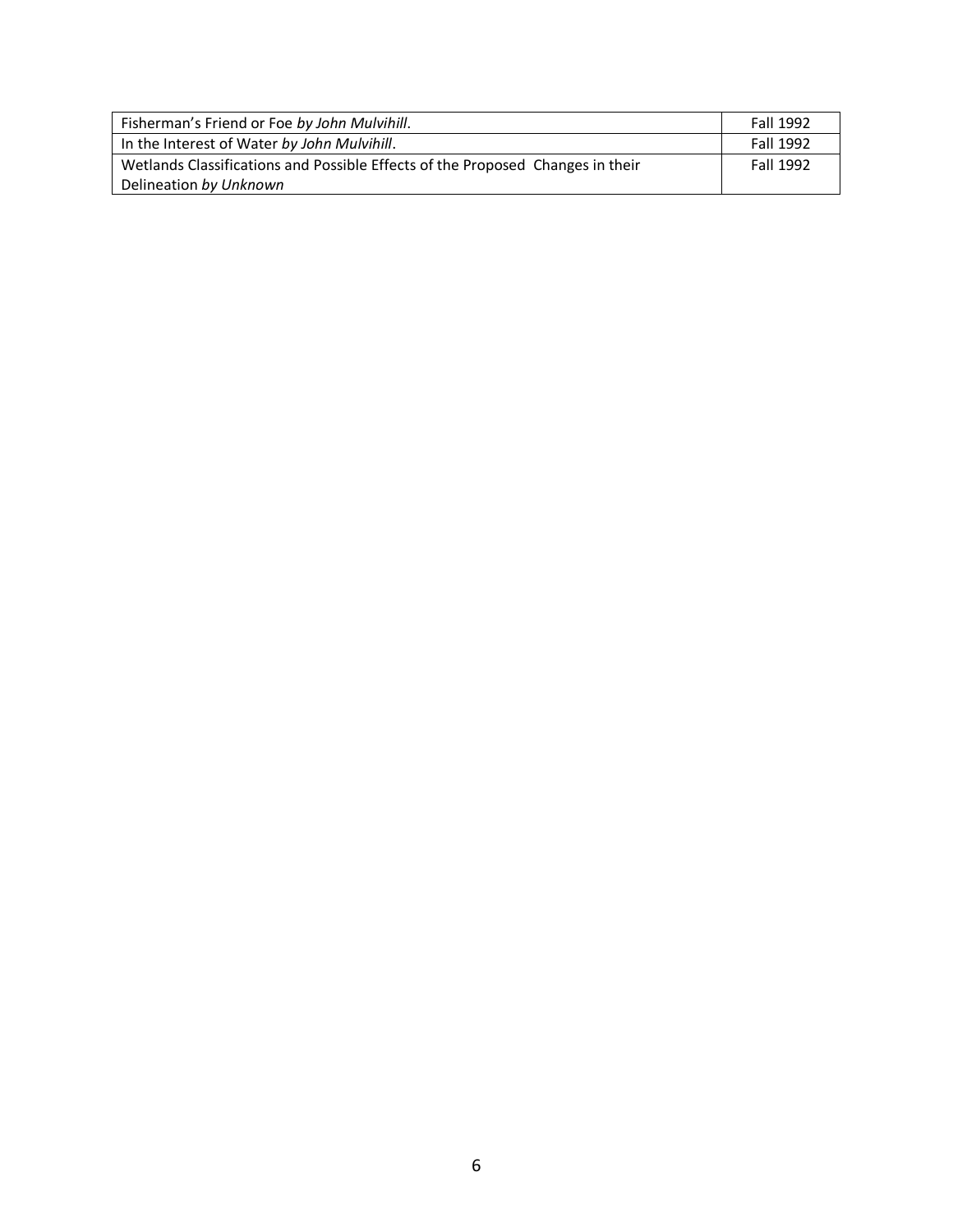| | |
|---|---|
| Fisherman's Friend or Foe *by John Mulvihill*. | Fall 1992 |
| In the Interest of Water *by John Mulvihill*. | Fall 1992 |
| Wetlands Classifications and Possible Effects of the Proposed Changes in their Delineation *by Unknown* | Fall 1992 |